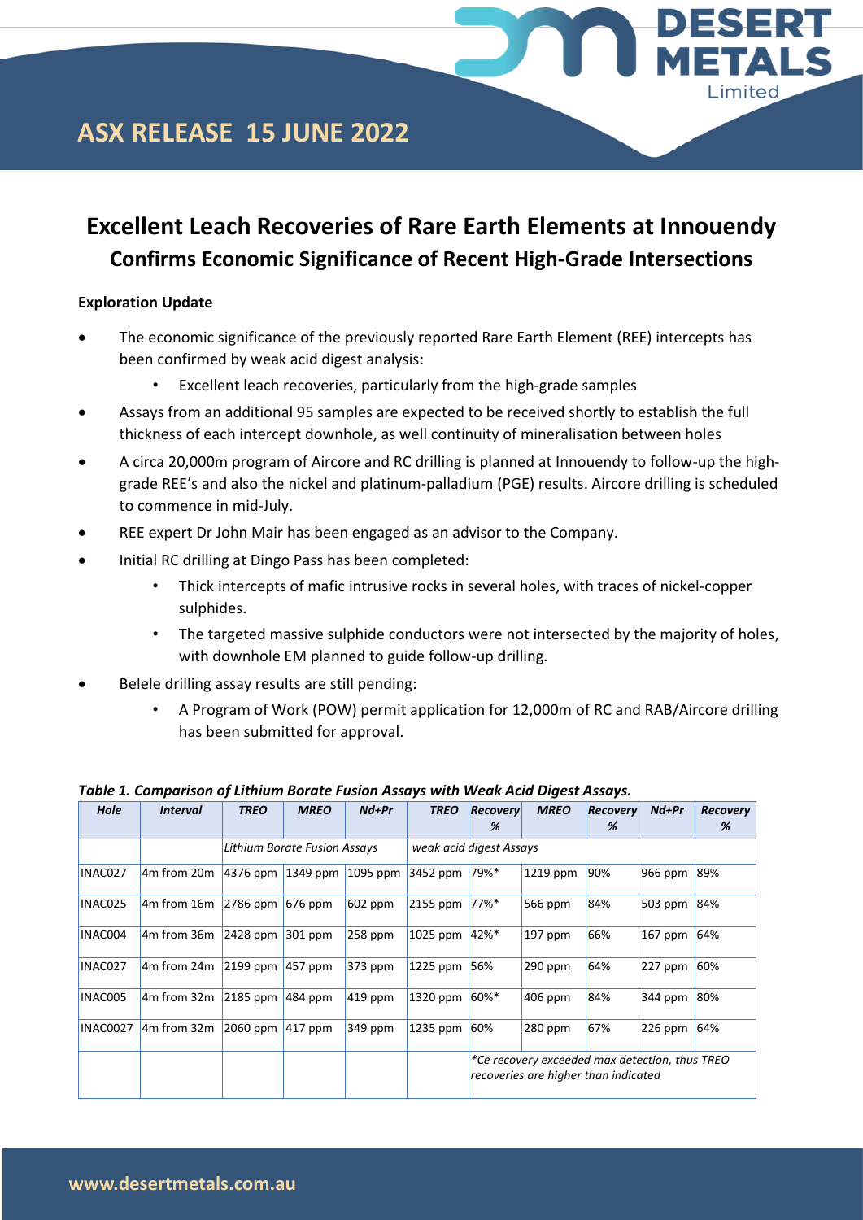# ASX RELEASE 15 JUNE 2022

# Excellent Leach Recoveries of Rare Earth Elements at Innouendy

## Confirms Economic Significance of Recent High-Grade Intersections

**Exploration Update**

- The economic significance of the previously reported Rare Earth Element (REE) intercepts has been confirmed by weak acid digest analysis:
  - Excellent leach recoveries, particularly from the high-grade samples
- Assays from an additional 95 samples are expected to be received shortly to establish the full thickness of each intercept downhole, as well continuity of mineralisation between holes
- A circa 20,000m program of Aircore and RC drilling is planned at Innouendy to follow-up the high-grade REE's and also the nickel and platinum-palladium (PGE) results. Aircore drilling is scheduled to commence in mid-July.
- REE expert Dr John Mair has been engaged as an advisor to the Company.
- Initial RC drilling at Dingo Pass has been completed:
  - Thick intercepts of mafic intrusive rocks in several holes, with traces of nickel-copper sulphides.
  - The targeted massive sulphide conductors were not intersected by the majority of holes, with downhole EM planned to guide follow-up drilling.
- Belele drilling assay results are still pending:
  - A Program of Work (POW) permit application for 12,000m of RC and RAB/Aircore drilling has been submitted for approval.

***Table 1. Comparison of Lithium Borate Fusion Assays with Weak Acid Digest Assays.***

| Hole | Interval | TREO | MREO | Nd+Pr | TREO | Recovery % | MREO | Recovery % | Nd+Pr | Recovery % |
|---|---|---|---|---|---|---|---|---|---|---|
| | | *Lithium Borate Fusion Assays* | | | *weak acid digest Assays* | | | | | |
| INAC027 | 4m from 20m | 4376 ppm | 1349 ppm | 1095 ppm | 3452 ppm | 79%* | 1219 ppm | 90% | 966 ppm | 89% |
| INAC025 | 4m from 16m | 2786 ppm | 676 ppm | 602 ppm | 2155 ppm | 77%* | 566 ppm | 84% | 503 ppm | 84% |
| INAC004 | 4m from 36m | 2428 ppm | 301 ppm | 258 ppm | 1025 ppm | 42%* | 197 ppm | 66% | 167 ppm | 64% |
| INAC027 | 4m from 24m | 2199 ppm | 457 ppm | 373 ppm | 1225 ppm | 56% | 290 ppm | 64% | 227 ppm | 60% |
| INAC005 | 4m from 32m | 2185 ppm | 484 ppm | 419 ppm | 1320 ppm | 60%* | 406 ppm | 84% | 344 ppm | 80% |
| INAC0027 | 4m from 32m | 2060 ppm | 417 ppm | 349 ppm | 1235 ppm | 60% | 280 ppm | 67% | 226 ppm | 64% |
| | | | | | | *\*Ce recovery exceeded max detection, thus TREO recoveries are higher than indicated* | | | | |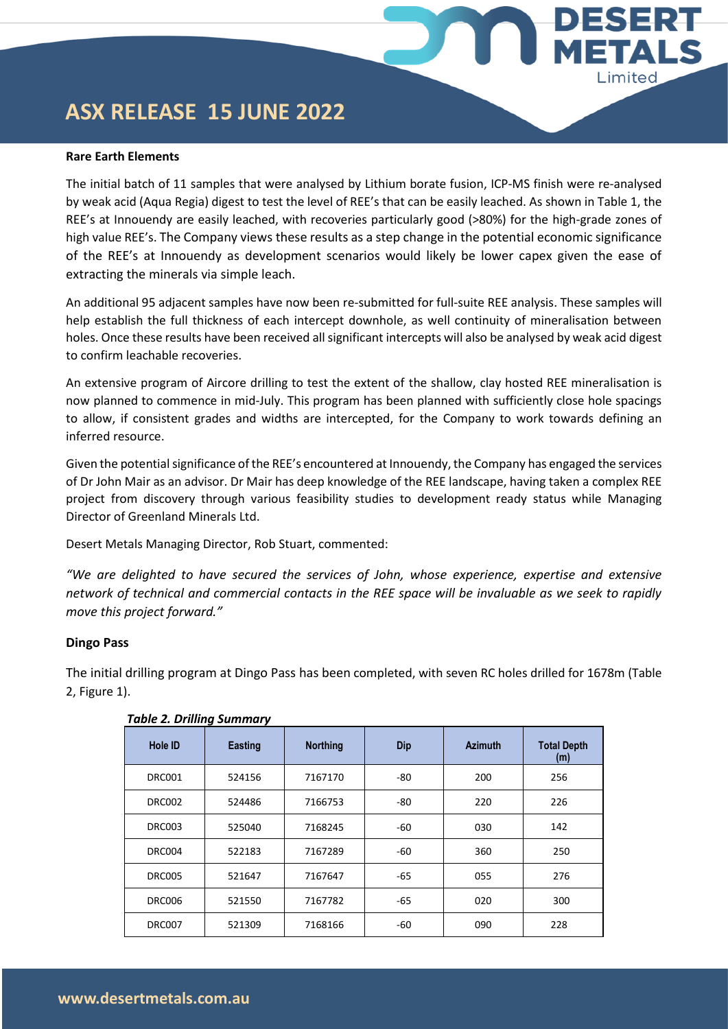**Rare Earth Elements**

The initial batch of 11 samples that were analysed by Lithium borate fusion, ICP-MS finish were re-analysed by weak acid (Aqua Regia) digest to test the level of REE's that can be easily leached. As shown in Table 1, the REE's at Innouendy are easily leached, with recoveries particularly good (>80%) for the high-grade zones of high value REE's. The Company views these results as a step change in the potential economic significance of the REE's at Innouendy as development scenarios would likely be lower capex given the ease of extracting the minerals via simple leach.

An additional 95 adjacent samples have now been re-submitted for full-suite REE analysis. These samples will help establish the full thickness of each intercept downhole, as well continuity of mineralisation between holes. Once these results have been received all significant intercepts will also be analysed by weak acid digest to confirm leachable recoveries.

An extensive program of Aircore drilling to test the extent of the shallow, clay hosted REE mineralisation is now planned to commence in mid-July. This program has been planned with sufficiently close hole spacings to allow, if consistent grades and widths are intercepted, for the Company to work towards defining an inferred resource.

Given the potential significance of the REE's encountered at Innouendy, the Company has engaged the services of Dr John Mair as an advisor. Dr Mair has deep knowledge of the REE landscape, having taken a complex REE project from discovery through various feasibility studies to development ready status while Managing Director of Greenland Minerals Ltd.

Desert Metals Managing Director, Rob Stuart, commented:

*"We are delighted to have secured the services of John, whose experience, expertise and extensive network of technical and commercial contacts in the REE space will be invaluable as we seek to rapidly move this project forward."*

**Dingo Pass**

The initial drilling program at Dingo Pass has been completed, with seven RC holes drilled for 1678m (Table 2, Figure 1).

***Table 2. Drilling Summary***

| Hole ID | Easting | Northing | Dip | Azimuth | Total Depth (m) |
|---|---|---|---|---|---|
| DRC001 | 524156 | 7167170 | -80 | 200 | 256 |
| DRC002 | 524486 | 7166753 | -80 | 220 | 226 |
| DRC003 | 525040 | 7168245 | -60 | 030 | 142 |
| DRC004 | 522183 | 7167289 | -60 | 360 | 250 |
| DRC005 | 521647 | 7167647 | -65 | 055 | 276 |
| DRC006 | 521550 | 7167782 | -65 | 020 | 300 |
| DRC007 | 521309 | 7168166 | -60 | 090 | 228 |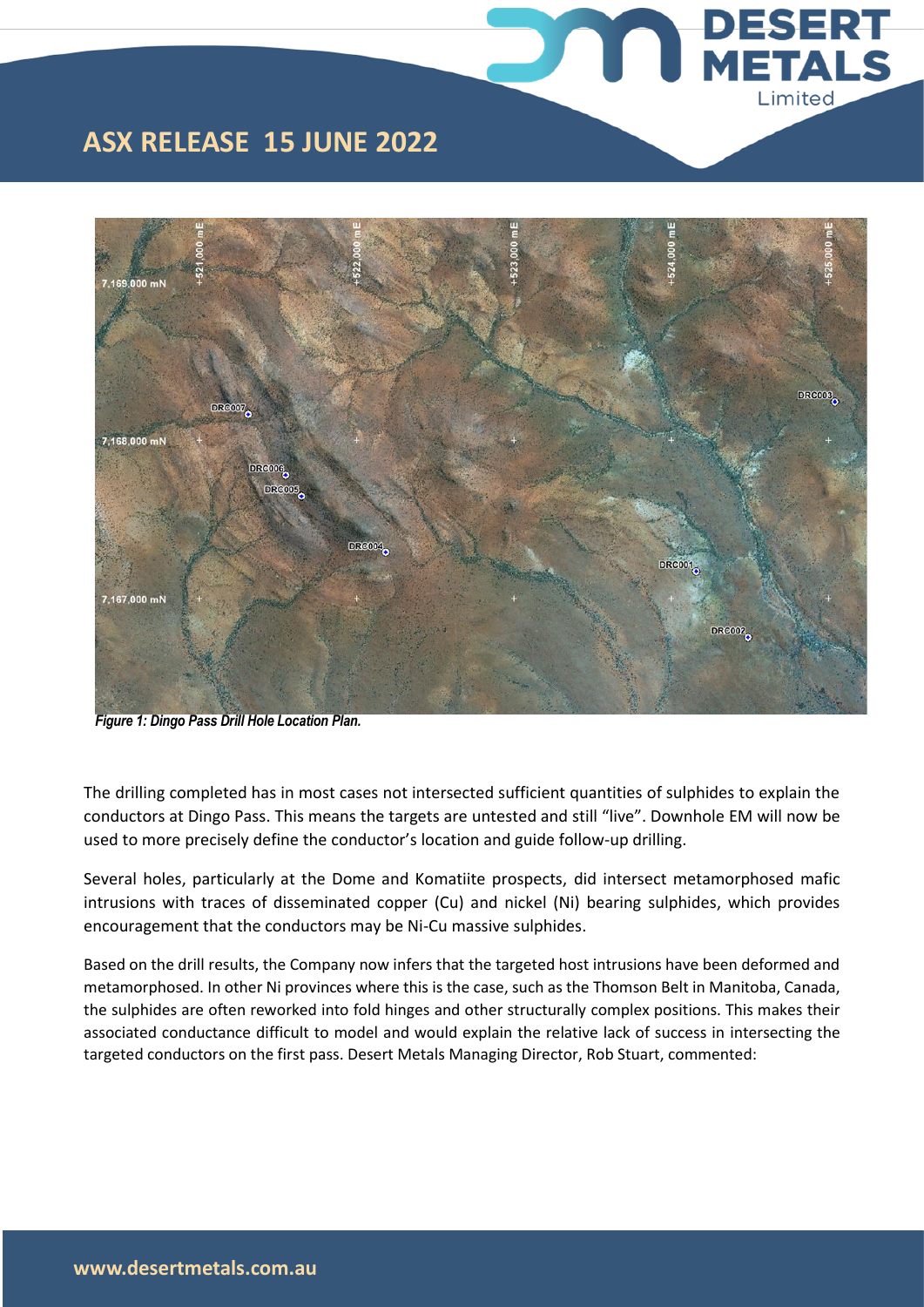Figure 1: Dingo Pass Drill Hole Location Plan.

The drilling completed has in most cases not intersected sufficient quantities of sulphides to explain the conductors at Dingo Pass. This means the targets are untested and still “live”. Downhole EM will now be used to more precisely define the conductor’s location and guide follow-up drilling.

Several holes, particularly at the Dome and Komatiite prospects, did intersect metamorphosed mafic intrusions with traces of disseminated copper (Cu) and nickel (Ni) bearing sulphides, which provides encouragement that the conductors may be Ni-Cu massive sulphides.

Based on the drill results, the Company now infers that the targeted host intrusions have been deformed and metamorphosed. In other Ni provinces where this is the case, such as the Thomson Belt in Manitoba, Canada, the sulphides are often reworked into fold hinges and other structurally complex positions. This makes their associated conductance difficult to model and would explain the relative lack of success in intersecting the targeted conductors on the first pass. Desert Metals Managing Director, Rob Stuart, commented: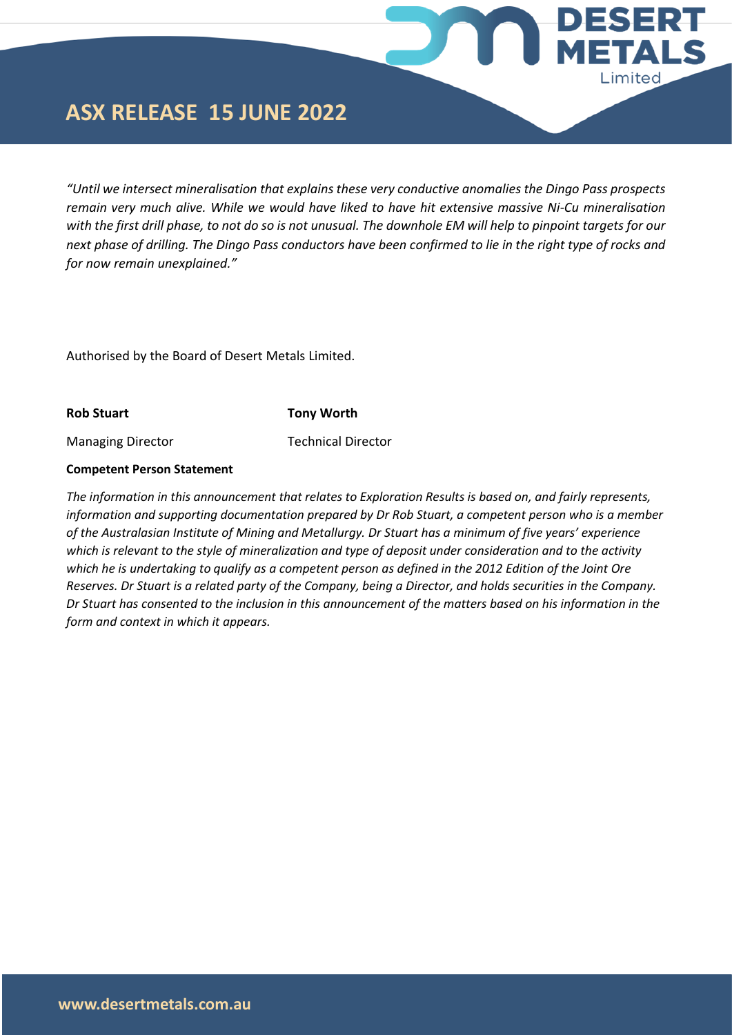*"Until we intersect mineralisation that explains these very conductive anomalies the Dingo Pass prospects remain very much alive. While we would have liked to have hit extensive massive Ni-Cu mineralisation with the first drill phase, to not do so is not unusual. The downhole EM will help to pinpoint targets for our next phase of drilling. The Dingo Pass conductors have been confirmed to lie in the right type of rocks and for now remain unexplained."*

Authorised by the Board of Desert Metals Limited.

| **Rob Stuart** | **Tony Worth** |
|---|---|
| Managing Director | Technical Director |

**Competent Person Statement**

*The information in this announcement that relates to Exploration Results is based on, and fairly represents, information and supporting documentation prepared by Dr Rob Stuart, a competent person who is a member of the Australasian Institute of Mining and Metallurgy. Dr Stuart has a minimum of five years' experience which is relevant to the style of mineralization and type of deposit under consideration and to the activity which he is undertaking to qualify as a competent person as defined in the 2012 Edition of the Joint Ore Reserves. Dr Stuart is a related party of the Company, being a Director, and holds securities in the Company. Dr Stuart has consented to the inclusion in this announcement of the matters based on his information in the form and context in which it appears.*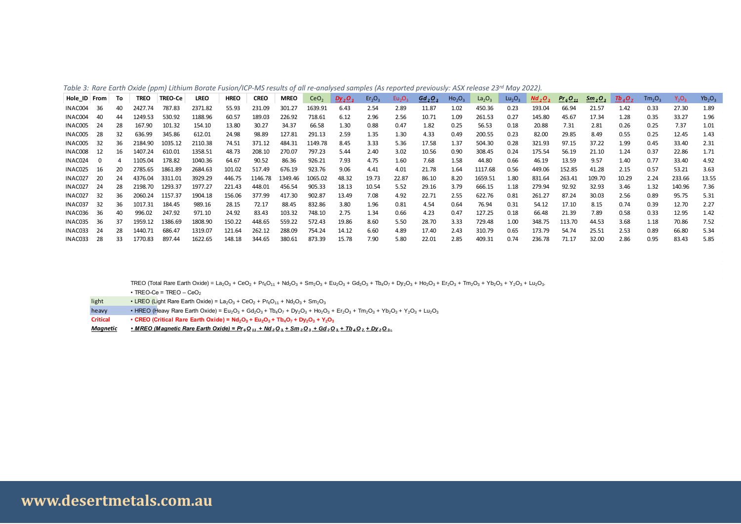*Table 3: Rare Earth Oxide (ppm) Lithium Borate Fusion/ICP-MS results of all re-analysed samples (As reported previously: ASX release 23rd May 2022).*

| Hole_ID | From | To | TREO | TREO-Ce | LREO | HREO | CREO | MREO | $CeO_2$ | $Dy_2O_3$ | $Er_2O_3$ | $Eu_2O_3$ | $Gd_2O_3$ | $Ho_2O_3$ | $La_2O_3$ | $Lu_2O_3$ | $Nd_2O_3$ | $Pr_6O_{11}$ | $Sm_2O_3$ | $Tb_4O_7$ | $Tm_2O_3$ | $Y_2O_3$ | $Yb_2O_3$ |
|---|---|---|---|---|---|---|---|---|---|---|---|---|---|---|---|---|---|---|---|---|---|---|---|
| INAC004 | 36 | 40 | 2427.74 | 787.83 | 2371.82 | 55.93 | 231.09 | 301.27 | 1639.91 | 6.43 | 2.54 | 2.89 | 11.87 | 1.02 | 450.36 | 0.23 | 193.04 | 66.94 | 21.57 | 1.42 | 0.33 | 27.30 | 1.89 |
| INAC004 | 40 | 44 | 1249.53 | 530.92 | 1188.96 | 60.57 | 189.03 | 226.92 | 718.61 | 6.12 | 2.96 | 2.56 | 10.71 | 1.09 | 261.53 | 0.27 | 145.80 | 45.67 | 17.34 | 1.28 | 0.35 | 33.27 | 1.96 |
| INAC005 | 24 | 28 | 167.90 | 101.32 | 154.10 | 13.80 | 30.27 | 34.37 | 66.58 | 1.30 | 0.88 | 0.47 | 1.82 | 0.25 | 56.53 | 0.18 | 20.88 | 7.31 | 2.81 | 0.26 | 0.25 | 7.37 | 1.01 |
| INAC005 | 28 | 32 | 636.99 | 345.86 | 612.01 | 24.98 | 98.89 | 127.81 | 291.13 | 2.59 | 1.35 | 1.30 | 4.33 | 0.49 | 200.55 | 0.23 | 82.00 | 29.85 | 8.49 | 0.55 | 0.25 | 12.45 | 1.43 |
| INAC005 | 32 | 36 | 2184.90 | 1035.12 | 2110.38 | 74.51 | 371.12 | 484.31 | 1149.78 | 8.45 | 3.33 | 5.36 | 17.58 | 1.37 | 504.30 | 0.28 | 321.93 | 97.15 | 37.22 | 1.99 | 0.45 | 33.40 | 2.31 |
| INAC008 | 12 | 16 | 1407.24 | 610.01 | 1358.51 | 48.73 | 208.10 | 270.07 | 797.23 | 5.44 | 2.40 | 3.02 | 10.56 | 0.90 | 308.45 | 0.24 | 175.54 | 56.19 | 21.10 | 1.24 | 0.37 | 22.86 | 1.71 |
| INAC024 | 0 | 4 | 1105.04 | 178.82 | 1040.36 | 64.67 | 90.52 | 86.36 | 926.21 | 7.93 | 4.75 | 1.60 | 7.68 | 1.58 | 44.80 | 0.66 | 46.19 | 13.59 | 9.57 | 1.40 | 0.77 | 33.40 | 4.92 |
| INAC025 | 16 | 20 | 2785.65 | 1861.89 | 2684.63 | 101.02 | 517.49 | 676.19 | 923.76 | 9.06 | 4.41 | 4.01 | 21.78 | 1.64 | 1117.68 | 0.56 | 449.06 | 152.85 | 41.28 | 2.15 | 0.57 | 53.21 | 3.63 |
| INAC027 | 20 | 24 | 4376.04 | 3311.01 | 3929.29 | 446.75 | 1146.78 | 1349.46 | 1065.02 | 48.32 | 19.73 | 22.87 | 86.10 | 8.20 | 1659.51 | 1.80 | 831.64 | 263.41 | 109.70 | 10.29 | 2.24 | 233.66 | 13.55 |
| INAC027 | 24 | 28 | 2198.70 | 1293.37 | 1977.27 | 221.43 | 448.01 | 456.54 | 905.33 | 18.13 | 10.54 | 5.52 | 29.16 | 3.79 | 666.15 | 1.18 | 279.94 | 92.92 | 32.93 | 3.46 | 1.32 | 140.96 | 7.36 |
| INAC027 | 32 | 36 | 2060.24 | 1157.37 | 1904.18 | 156.06 | 377.99 | 417.30 | 902.87 | 13.49 | 7.08 | 4.92 | 22.71 | 2.55 | 622.76 | 0.81 | 261.27 | 87.24 | 30.03 | 2.56 | 0.89 | 95.75 | 5.31 |
| INAC037 | 32 | 36 | 1017.31 | 184.45 | 989.16 | 28.15 | 72.17 | 88.45 | 832.86 | 3.80 | 1.96 | 0.81 | 4.54 | 0.64 | 76.94 | 0.31 | 54.12 | 17.10 | 8.15 | 0.74 | 0.39 | 12.70 | 2.27 |
| INAC036 | 36 | 40 | 996.02 | 247.92 | 971.10 | 24.92 | 83.43 | 103.32 | 748.10 | 2.75 | 1.34 | 0.66 | 4.23 | 0.47 | 127.25 | 0.18 | 66.48 | 21.39 | 7.89 | 0.58 | 0.33 | 12.95 | 1.42 |
| INAC035 | 36 | 37 | 1959.12 | 1386.69 | 1808.90 | 150.22 | 448.65 | 559.22 | 572.43 | 19.86 | 8.60 | 5.50 | 28.70 | 3.33 | 729.48 | 1.00 | 348.75 | 113.70 | 44.53 | 3.68 | 1.18 | 70.86 | 7.52 |
| INAC033 | 24 | 28 | 1440.71 | 686.47 | 1319.07 | 121.64 | 262.12 | 288.09 | 754.24 | 14.12 | 6.60 | 4.89 | 17.40 | 2.43 | 310.79 | 0.65 | 173.79 | 54.74 | 25.51 | 2.53 | 0.89 | 66.80 | 5.34 |
| INAC033 | 28 | 33 | 1770.83 | 897.44 | 1622.65 | 148.18 | 344.65 | 380.61 | 873.39 | 15.78 | 7.90 | 5.80 | 22.01 | 2.85 | 409.31 | 0.74 | 236.78 | 71.17 | 32.00 | 2.86 | 0.95 | 83.43 | 5.85 |

TREO (Total Rare Earth Oxide) = $La_2O_3$ + $CeO_2$ + $Pr_6O_{11}$ + $Nd_2O_3$ + $Sm_2O_3$ + $Eu_2O_3$ + $Gd_2O_3$ + $Tb_4O_7$ + $Dy_2O_3$ + $Ho_2O_3$ + $Er_2O_3$ + $Tm_2O_3$ + $Yb_2O_3$ + $Y_2O_3$ + $Lu_2O_3$.

- TREO-Ce = TREO – $CeO_2$

light
- LREO (Light Rare Earth Oxide) = $La_2O_3$ + $CeO_2$ + $Pr_6O_{11}$ + $Nd_2O_3$ + $Sm_2O_3$

heavy
- HREO (Heavy Rare Earth Oxide) = $Eu_2O_3$ + $Gd_2O_3$ + $Tb_4O_7$ + $Dy_2O_3$ + $Ho_2O_3$ + $Er_2O_3$ + $Tm_2O_3$ + $Yb_2O_3$ + $Y_2O_3$ + $Lu_2O_3$

**Critical**
- **CREO (Critical Rare Earth Oxide) = $Nd_2O_3$ + $Eu_2O_3$ + $Tb_4O_7$ + $Dy_2O_3$ + $Y_2O_3$**

***Magnetic***
- ***MREO (Magnetic Rare Earth Oxide) = $Pr_6O_{11}$ + $Nd_2O_3$ + $Sm_2O_3$ + $Gd_2O_3$ + $Tb_4O_7$ + $Dy_2O_3$.***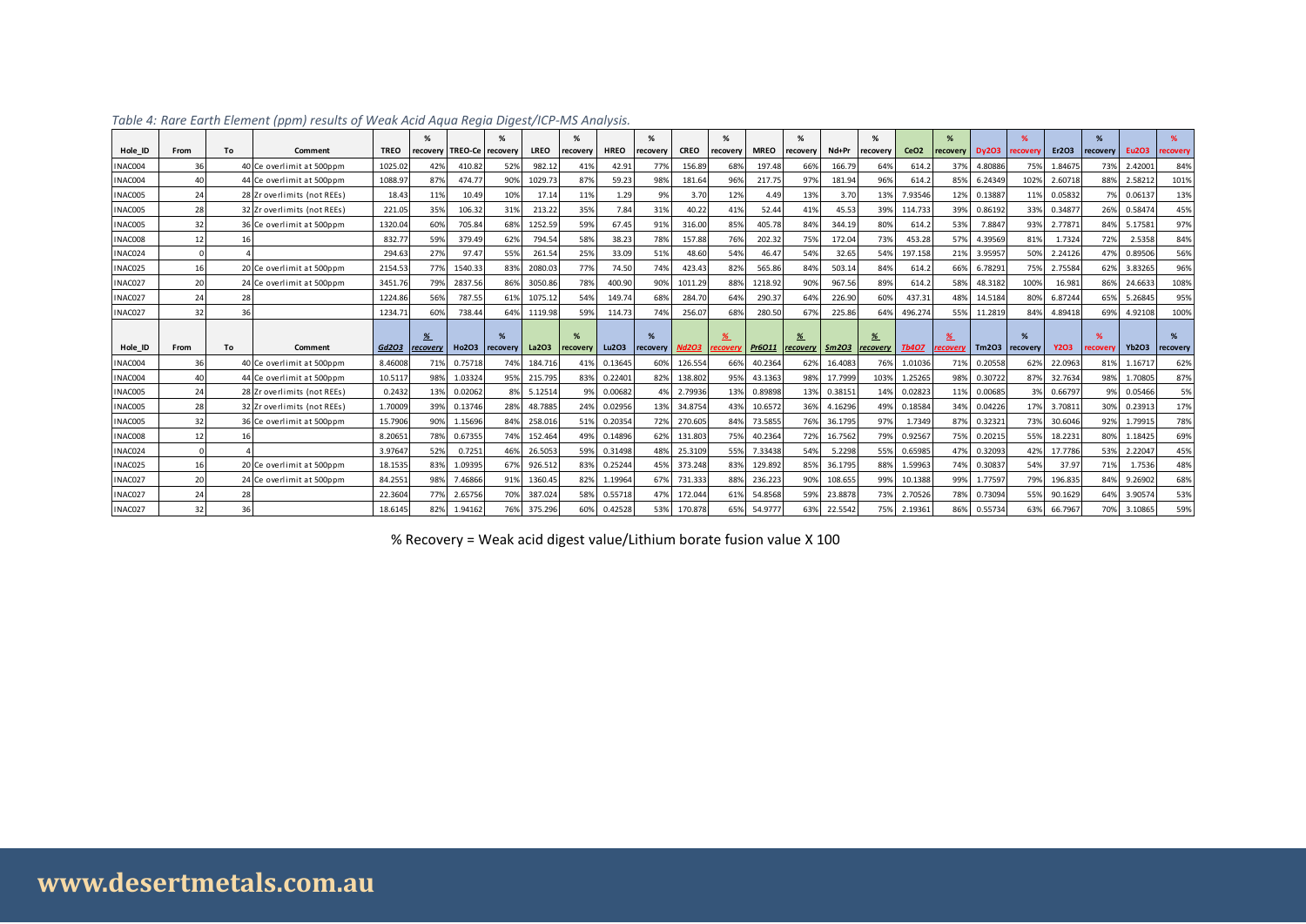*Table 4: Rare Earth Element (ppm) results of Weak Acid Aqua Regia Digest/ICP-MS Analysis.*

| Hole_ID | From | To | Comment | TREO | % recovery | TREO-Ce | % recovery | LREO | % recovery | HREO | % recovery | CREO | % recovery | MREO | % recovery | Nd+Pr | % recovery | CeO2 | % recovery | Dy2O3 | % recovery | Er2O3 | % recovery | Eu2O3 | % recovery |
|---|---|---|---|---|---|---|---|---|---|---|---|---|---|---|---|---|---|---|---|---|---|---|---|---|---|
| INAC004 | 36 | 40 | Ce overlimit at 500ppm | 1025.02 | 42% | 410.82 | 52% | 982.12 | 41% | 42.91 | 77% | 156.89 | 68% | 197.48 | 66% | 166.79 | 64% | 614.2 | 37% | 4.80886 | 75% | 1.84675 | 73% | 2.42001 | 84% |
| INAC004 | 40 | 44 | Ce overlimit at 500ppm | 1088.97 | 87% | 474.77 | 90% | 1029.73 | 87% | 59.23 | 98% | 181.64 | 96% | 217.75 | 97% | 181.94 | 96% | 614.2 | 85% | 6.24349 | 102% | 2.60718 | 88% | 2.58212 | 101% |
| INAC005 | 24 | 28 | Zr overlimits (not REEs) | 18.43 | 11% | 10.49 | 10% | 17.14 | 11% | 1.29 | 9% | 3.70 | 12% | 4.49 | 13% | 3.70 | 13% | 7.93546 | 12% | 0.13887 | 11% | 0.05832 | 7% | 0.06137 | 13% |
| INAC005 | 28 | 32 | Zr overlimits (not REEs) | 221.05 | 35% | 106.32 | 31% | 213.22 | 35% | 7.84 | 31% | 40.22 | 41% | 52.44 | 41% | 45.53 | 39% | 114.733 | 39% | 0.86192 | 33% | 0.34877 | 26% | 0.58474 | 45% |
| INAC005 | 32 | 36 | Ce overlimit at 500ppm | 1320.04 | 60% | 705.84 | 68% | 1252.59 | 59% | 67.45 | 91% | 316.00 | 85% | 405.78 | 84% | 344.19 | 80% | 614.2 | 53% | 7.8847 | 93% | 2.77871 | 84% | 5.17581 | 97% |
| INAC008 | 12 | 16 | | 832.77 | 59% | 379.49 | 62% | 794.54 | 58% | 38.23 | 78% | 157.88 | 76% | 202.32 | 75% | 172.04 | 73% | 453.28 | 57% | 4.39569 | 81% | 1.7324 | 72% | 2.5358 | 84% |
| INAC024 | 0 | 4 | | 294.63 | 27% | 97.47 | 55% | 261.54 | 25% | 33.09 | 51% | 48.60 | 54% | 46.47 | 54% | 32.65 | 54% | 197.158 | 21% | 3.95957 | 50% | 2.24126 | 47% | 0.89506 | 56% |
| INAC025 | 16 | 20 | Ce overlimit at 500ppm | 2154.53 | 77% | 1540.33 | 83% | 2080.03 | 77% | 74.50 | 74% | 423.43 | 82% | 565.86 | 84% | 503.14 | 84% | 614.2 | 66% | 6.78291 | 75% | 2.75584 | 62% | 3.83265 | 96% |
| INAC027 | 20 | 24 | Ce overlimit at 500ppm | 3451.76 | 79% | 2837.56 | 86% | 3050.86 | 78% | 400.90 | 90% | 1011.29 | 88% | 1218.92 | 90% | 967.56 | 89% | 614.2 | 58% | 48.3182 | 100% | 16.981 | 86% | 24.6633 | 108% |
| INAC027 | 24 | 28 | | 1224.86 | 56% | 787.55 | 61% | 1075.12 | 54% | 149.74 | 68% | 284.70 | 64% | 290.37 | 64% | 226.90 | 60% | 437.31 | 48% | 14.5184 | 80% | 6.87244 | 65% | 5.26845 | 95% |
| INAC027 | 32 | 36 | | 1234.71 | 60% | 738.44 | 64% | 1119.98 | 59% | 114.73 | 74% | 256.07 | 68% | 280.50 | 67% | 225.86 | 64% | 496.274 | 55% | 11.2819 | 84% | 4.89418 | 69% | 4.92108 | 100% |
| **Hole_ID** | **From** | **To** | **Comment** | **Gd2O3** | **% recovery** | **Ho2O3** | **% recovery** | **La2O3** | **% recovery** | **Lu2O3** | **% recovery** | **Nd2O3** | **% recovery** | **Pr6O11** | **% recovery** | **Sm2O3** | **% recovery** | **Tb4O7** | **% recovery** | **Tm2O3** | **% recovery** | **Y2O3** | **% recovery** | **Yb2O3** | **% recovery** |
| INAC004 | 36 | 40 | Ce overlimit at 500ppm | 8.46008 | 71% | 0.75718 | 74% | 184.716 | 41% | 0.13645 | 60% | 126.554 | 66% | 40.2364 | 62% | 16.4083 | 76% | 1.01036 | 71% | 0.20558 | 62% | 22.0963 | 81% | 1.16717 | 62% |
| INAC004 | 40 | 44 | Ce overlimit at 500ppm | 10.5117 | 98% | 1.03324 | 95% | 215.795 | 83% | 0.22401 | 82% | 138.802 | 95% | 43.1363 | 98% | 17.7999 | 103% | 1.25265 | 98% | 0.30722 | 87% | 32.7634 | 98% | 1.70805 | 87% |
| INAC005 | 24 | 28 | Zr overlimits (not REEs) | 0.2432 | 13% | 0.02062 | 8% | 5.12514 | 9% | 0.00682 | 4% | 2.79936 | 13% | 0.89898 | 13% | 0.38151 | 14% | 0.02823 | 11% | 0.00685 | 3% | 0.66797 | 9% | 0.05466 | 5% |
| INAC005 | 28 | 32 | Zr overlimits (not REEs) | 1.70009 | 39% | 0.13746 | 28% | 48.7885 | 24% | 0.02956 | 13% | 34.8754 | 43% | 10.6572 | 36% | 4.16296 | 49% | 0.18584 | 34% | 0.04226 | 17% | 3.70811 | 30% | 0.23913 | 17% |
| INAC005 | 32 | 36 | Ce overlimit at 500ppm | 15.7906 | 90% | 1.15696 | 84% | 258.016 | 51% | 0.20354 | 72% | 270.605 | 84% | 73.5855 | 76% | 36.1795 | 97% | 1.7349 | 87% | 0.32321 | 73% | 30.6046 | 92% | 1.79915 | 78% |
| INAC008 | 12 | 16 | | 8.20651 | 78% | 0.67355 | 74% | 152.464 | 49% | 0.14896 | 62% | 131.803 | 75% | 40.2364 | 72% | 16.7562 | 79% | 0.92567 | 75% | 0.20215 | 55% | 18.2231 | 80% | 1.18425 | 69% |
| INAC024 | 0 | 4 | | 3.97647 | 52% | 0.7251 | 46% | 26.5053 | 59% | 0.31498 | 48% | 25.3109 | 55% | 7.33438 | 54% | 5.2298 | 55% | 0.65985 | 47% | 0.32093 | 42% | 17.7786 | 53% | 2.22047 | 45% |
| INAC025 | 16 | 20 | Ce overlimit at 500ppm | 18.1535 | 83% | 1.09395 | 67% | 926.512 | 83% | 0.25244 | 45% | 373.248 | 83% | 129.892 | 85% | 36.1795 | 88% | 1.59963 | 74% | 0.30837 | 54% | 37.97 | 71% | 1.7536 | 48% |
| INAC027 | 20 | 24 | Ce overlimit at 500ppm | 84.2551 | 98% | 7.46866 | 91% | 1360.45 | 82% | 1.19964 | 67% | 731.333 | 88% | 236.223 | 90% | 108.655 | 99% | 10.1388 | 99% | 1.77597 | 79% | 196.835 | 84% | 9.26902 | 68% |
| INAC027 | 24 | 28 | | 22.3604 | 77% | 2.65756 | 70% | 387.024 | 58% | 0.55718 | 47% | 172.044 | 61% | 54.8568 | 59% | 23.8878 | 73% | 2.70526 | 78% | 0.73094 | 55% | 90.1629 | 64% | 3.90574 | 53% |
| INAC027 | 32 | 36 | | 18.6145 | 82% | 1.94162 | 76% | 375.296 | 60% | 0.42528 | 53% | 170.878 | 65% | 54.9777 | 63% | 22.5542 | 75% | 2.19361 | 86% | 0.55734 | 63% | 66.7967 | 70% | 3.10865 | 59% |

% Recovery = Weak acid digest value/Lithium borate fusion value X 100

**www.desertmetals.com.au**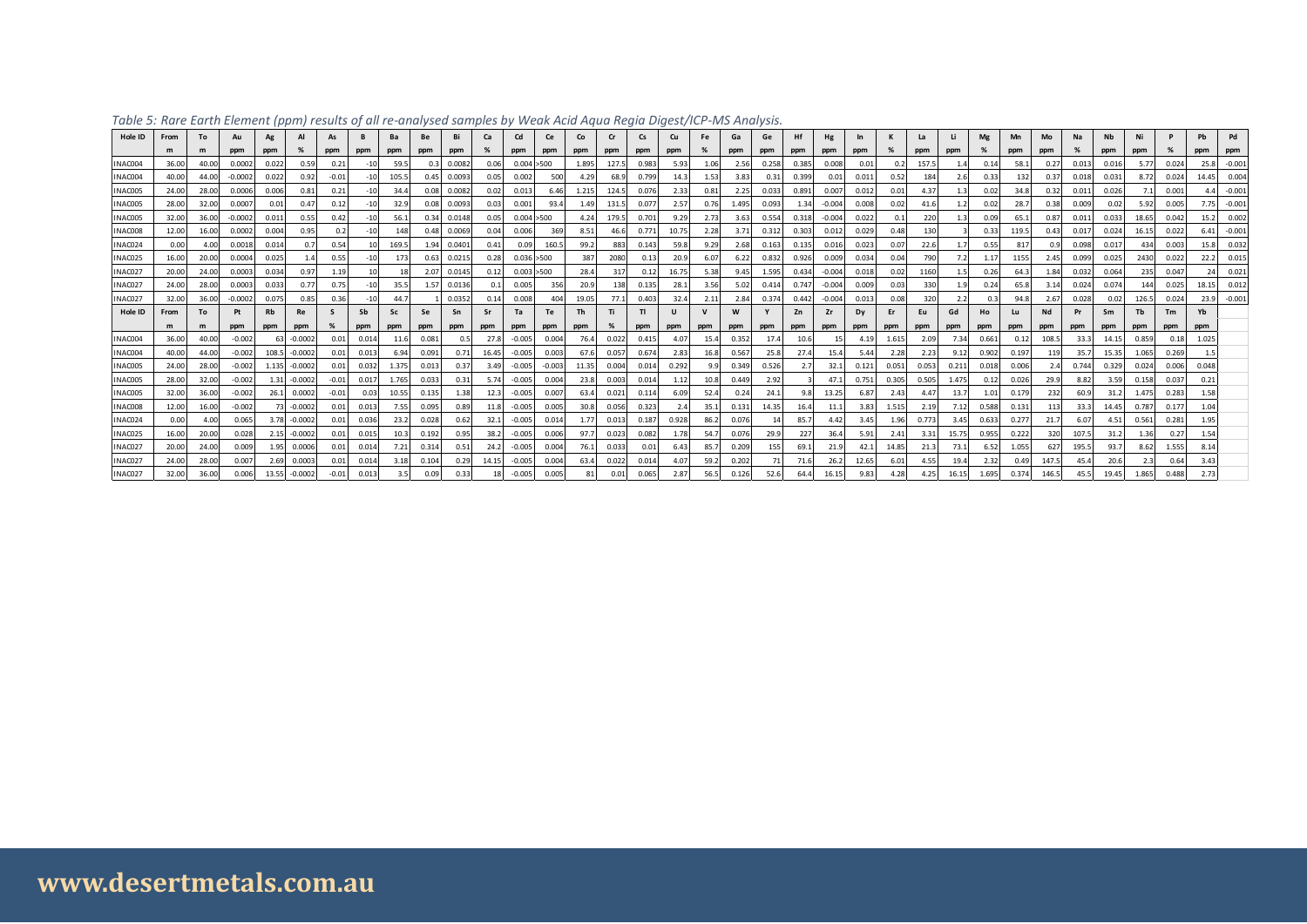*Table 5: Rare Earth Element (ppm) results of all re-analysed samples by Weak Acid Aqua Regia Digest/ICP-MS Analysis.*

| Hole ID | From | To | Au | Ag | Al | As | B | Ba | Be | Bi | Ca | Cd | Ce | Co | Cr | Cs | Cu | Fe | Ga | Ge | Hf | Hg | In | K | La | Li | Mg | Mn | Mo | Na | Nb | Ni | P | Pb | Pd |
|---|---|---|---|---|---|---|---|---|---|---|---|---|---|---|---|---|---|---|---|---|---|---|---|---|---|---|---|---|---|---|---|---|---|---|---|
| | m | m | ppm | ppm | % | ppm | ppm | ppm | ppm | ppm | % | ppm | ppm | ppm | ppm | ppm | ppm | % | ppm | ppm | ppm | ppm | ppm | % | ppm | ppm | % | ppm | ppm | % | ppm | ppm | % | ppm | ppm |
| INAC004 | 36.00 | 40.00 | 0.0002 | 0.022 | 0.59 | 0.21 | -10 | 59.5 | 0.3 | 0.0082 | 0.06 | 0.004 | >500 | 1.895 | 127.5 | 0.983 | 5.93 | 1.06 | 2.56 | 0.258 | 0.385 | 0.008 | 0.01 | 0.2 | 157.5 | 1.4 | 0.14 | 58.1 | 0.27 | 0.013 | 0.016 | 5.77 | 0.024 | 25.8 | -0.001 |
| INAC004 | 40.00 | 44.00 | -0.0002 | 0.022 | 0.92 | -0.01 | -10 | 105.5 | 0.45 | 0.0093 | 0.05 | 0.002 | 500 | 4.29 | 68.9 | 0.799 | 14.3 | 1.53 | 3.83 | 0.31 | 0.399 | 0.01 | 0.011 | 0.52 | 184 | 2.6 | 0.33 | 132 | 0.37 | 0.018 | 0.031 | 8.72 | 0.024 | 14.45 | 0.004 |
| INAC005 | 24.00 | 28.00 | 0.0006 | 0.006 | 0.81 | 0.21 | -10 | 34.4 | 0.08 | 0.0082 | 0.02 | 0.013 | 6.46 | 1.215 | 124.5 | 0.076 | 2.33 | 0.81 | 2.25 | 0.033 | 0.891 | 0.007 | 0.012 | 0.01 | 4.37 | 1.3 | 0.02 | 34.8 | 0.32 | 0.011 | 0.026 | 7.1 | 0.001 | 4.4 | -0.001 |
| INAC005 | 28.00 | 32.00 | 0.0007 | 0.01 | 0.47 | 0.12 | -10 | 32.9 | 0.08 | 0.0093 | 0.03 | 0.001 | 93.4 | 1.49 | 131.5 | 0.077 | 2.57 | 0.76 | 1.495 | 0.093 | 1.34 | -0.004 | 0.008 | 0.02 | 41.6 | 1.2 | 0.02 | 28.7 | 0.38 | 0.009 | 0.02 | 5.92 | 0.005 | 7.75 | -0.001 |
| INAC005 | 32.00 | 36.00 | -0.0002 | 0.011 | 0.55 | 0.42 | -10 | 56.1 | 0.34 | 0.0148 | 0.05 | 0.004 | >500 | 4.24 | 179.5 | 0.701 | 9.29 | 2.73 | 3.63 | 0.554 | 0.318 | -0.004 | 0.022 | 0.1 | 220 | 1.3 | 0.09 | 65.1 | 0.87 | 0.011 | 0.033 | 18.65 | 0.042 | 15.2 | 0.002 |
| INAC008 | 12.00 | 16.00 | 0.0002 | 0.004 | 0.95 | 0.2 | -10 | 148 | 0.48 | 0.0069 | 0.04 | 0.006 | 369 | 8.51 | 46.6 | 0.771 | 10.75 | 2.28 | 3.71 | 0.312 | 0.303 | 0.012 | 0.029 | 0.48 | 130 | 3 | 0.33 | 119.5 | 0.43 | 0.017 | 0.024 | 16.15 | 0.022 | 6.41 | -0.001 |
| INAC024 | 0.00 | 4.00 | 0.0018 | 0.014 | 0.7 | 0.54 | 10 | 169.5 | 1.94 | 0.0401 | 0.41 | 0.09 | 160.5 | 99.2 | 883 | 0.143 | 59.8 | 9.29 | 2.68 | 0.163 | 0.135 | 0.016 | 0.023 | 0.07 | 22.6 | 1.7 | 0.55 | 817 | 0.9 | 0.098 | 0.017 | 434 | 0.003 | 15.8 | 0.032 |
| INAC025 | 16.00 | 20.00 | 0.0004 | 0.025 | 1.4 | 0.55 | -10 | 173 | 0.63 | 0.0215 | 0.28 | 0.036 | >500 | 387 | 2080 | 0.13 | 20.9 | 6.07 | 6.22 | 0.832 | 0.926 | 0.009 | 0.034 | 0.04 | 790 | 7.2 | 1.17 | 1155 | 2.45 | 0.099 | 0.025 | 2430 | 0.022 | 22.2 | 0.015 |
| INAC027 | 20.00 | 24.00 | 0.0003 | 0.034 | 0.97 | 1.19 | 10 | 18 | 2.07 | 0.0145 | 0.12 | 0.003 | >500 | 28.4 | 317 | 0.12 | 16.75 | 5.38 | 9.45 | 1.595 | 0.434 | -0.004 | 0.018 | 0.02 | 1160 | 1.5 | 0.26 | 64.3 | 1.84 | 0.032 | 0.064 | 235 | 0.047 | 24 | 0.021 |
| INAC027 | 24.00 | 28.00 | 0.0003 | 0.033 | 0.77 | 0.75 | -10 | 35.5 | 1.57 | 0.0136 | 0.1 | 0.005 | 356 | 20.9 | 138 | 0.135 | 28.1 | 3.56 | 5.02 | 0.414 | 0.747 | -0.004 | 0.009 | 0.03 | 330 | 1.9 | 0.24 | 65.8 | 3.14 | 0.024 | 0.074 | 144 | 0.025 | 18.15 | 0.012 |
| INAC027 | 32.00 | 36.00 | -0.0002 | 0.075 | 0.85 | 0.36 | -10 | 44.7 | 1 | 0.0352 | 0.14 | 0.008 | 404 | 19.05 | 77.1 | 0.403 | 32.4 | 2.11 | 2.84 | 0.374 | 0.442 | -0.004 | 0.013 | 0.08 | 320 | 2.2 | 0.3 | 94.8 | 2.67 | 0.028 | 0.02 | 126.5 | 0.024 | 23.9 | -0.001 |

| Hole ID | From | To | Pt | Rb | Re | S | Sb | Sc | Se | Sn | Sr | Ta | Te | Th | Ti | Tl | U | V | W | Y | Zn | Zr | Dy | Er | Eu | Gd | Ho | Lu | Nd | Pr | Sm | Tb | Tm | Yb |
|---|---|---|---|---|---|---|---|---|---|---|---|---|---|---|---|---|---|---|---|---|---|---|---|---|---|---|---|---|---|---|---|---|---|---|
| | m | m | ppm | ppm | ppm | % | ppm | ppm | ppm | ppm | ppm | ppm | ppm | ppm | % | ppm | ppm | ppm | ppm | ppm | ppm | ppm | ppm | ppm | ppm | ppm | ppm | ppm | ppm | ppm | ppm | ppm | ppm | ppm |
| INAC004 | 36.00 | 40.00 | -0.002 | 63 | -0.0002 | 0.01 | 0.014 | 11.6 | 0.081 | 0.5 | 27.8 | -0.005 | 0.004 | 76.4 | 0.022 | 0.415 | 4.07 | 15.4 | 0.352 | 17.4 | 10.6 | 15 | 4.19 | 1.615 | 2.09 | 7.34 | 0.661 | 0.12 | 108.5 | 33.3 | 14.15 | 0.859 | 0.18 | 1.025 |
| INAC004 | 40.00 | 44.00 | -0.002 | 108.5 | -0.0002 | 0.01 | 0.013 | 6.94 | 0.091 | 0.71 | 16.45 | -0.005 | 0.003 | 67.6 | 0.057 | 0.674 | 2.83 | 16.8 | 0.567 | 25.8 | 27.4 | 15.4 | 5.44 | 2.28 | 2.23 | 9.12 | 0.902 | 0.197 | 119 | 35.7 | 15.35 | 1.065 | 0.269 | 1.5 |
| INAC005 | 24.00 | 28.00 | -0.002 | 1.135 | -0.0002 | 0.01 | 0.032 | 1.375 | 0.013 | 0.37 | 3.49 | -0.005 | -0.003 | 11.35 | 0.004 | 0.014 | 0.292 | 9.9 | 0.349 | 0.526 | 2.7 | 32.1 | 0.121 | 0.051 | 0.053 | 0.211 | 0.018 | 0.006 | 2.4 | 0.744 | 0.329 | 0.024 | 0.006 | 0.048 |
| INAC005 | 28.00 | 32.00 | -0.002 | 1.31 | -0.0002 | -0.01 | 0.017 | 1.765 | 0.033 | 0.31 | 5.74 | -0.005 | 0.004 | 23.8 | 0.003 | 0.014 | 1.12 | 10.8 | 0.449 | 2.92 | 3 | 47.1 | 0.751 | 0.305 | 0.505 | 1.475 | 0.12 | 0.026 | 29.9 | 8.82 | 3.59 | 0.158 | 0.037 | 0.21 |
| INAC005 | 32.00 | 36.00 | -0.002 | 26.1 | 0.0002 | -0.01 | 0.03 | 10.55 | 0.135 | 1.38 | 12.3 | -0.005 | 0.007 | 63.4 | 0.021 | 0.114 | 6.09 | 52.4 | 0.24 | 24.1 | 9.8 | 13.25 | 6.87 | 2.43 | 4.47 | 13.7 | 1.01 | 0.179 | 232 | 60.9 | 31.2 | 1.475 | 0.283 | 1.58 |
| INAC008 | 12.00 | 16.00 | -0.002 | 73 | -0.0002 | 0.01 | 0.013 | 7.55 | 0.095 | 0.89 | 11.8 | -0.005 | 0.005 | 30.8 | 0.056 | 0.323 | 2.4 | 35.1 | 0.131 | 14.35 | 16.4 | 11.1 | 3.83 | 1.515 | 2.19 | 7.12 | 0.588 | 0.131 | 113 | 33.3 | 14.45 | 0.787 | 0.177 | 1.04 |
| INAC024 | 0.00 | 4.00 | 0.065 | 3.78 | -0.0002 | 0.01 | 0.036 | 23.2 | 0.028 | 0.62 | 32.1 | -0.005 | 0.014 | 1.77 | 0.013 | 0.187 | 0.928 | 86.2 | 0.076 | 14 | 85.7 | 4.42 | 3.45 | 1.96 | 0.773 | 3.45 | 0.633 | 0.277 | 21.7 | 6.07 | 4.51 | 0.561 | 0.281 | 1.95 |
| INAC025 | 16.00 | 20.00 | 0.028 | 2.15 | -0.0002 | 0.01 | 0.015 | 10.3 | 0.192 | 0.95 | 38.2 | -0.005 | 0.006 | 97.7 | 0.023 | 0.082 | 1.78 | 54.7 | 0.076 | 29.9 | 227 | 36.4 | 5.91 | 2.41 | 3.31 | 15.75 | 0.955 | 0.222 | 320 | 107.5 | 31.2 | 1.36 | 0.27 | 1.54 |
| INAC027 | 20.00 | 24.00 | 0.009 | 1.95 | 0.0006 | 0.01 | 0.014 | 7.21 | 0.314 | 0.51 | 24.2 | -0.005 | 0.004 | 76.1 | 0.033 | 0.01 | 6.43 | 85.7 | 0.209 | 155 | 69.1 | 21.9 | 42.1 | 14.85 | 21.3 | 73.1 | 6.52 | 1.055 | 627 | 195.5 | 93.7 | 8.62 | 1.555 | 8.14 |
| INAC027 | 24.00 | 28.00 | 0.007 | 2.69 | 0.0003 | 0.01 | 0.014 | 3.18 | 0.104 | 0.29 | 14.15 | -0.005 | 0.004 | 63.4 | 0.022 | 0.014 | 4.07 | 59.2 | 0.202 | 71 | 71.6 | 26.2 | 12.65 | 6.01 | 4.55 | 19.4 | 2.32 | 0.49 | 147.5 | 45.4 | 20.6 | 2.3 | 0.64 | 3.43 |
| INAC027 | 32.00 | 36.00 | 0.006 | 13.55 | -0.0002 | -0.01 | 0.013 | 3.5 | 0.09 | 0.33 | 18 | -0.005 | 0.005 | 81 | 0.01 | 0.065 | 2.87 | 56.5 | 0.126 | 52.6 | 64.4 | 16.15 | 9.83 | 4.28 | 4.25 | 16.15 | 1.695 | 0.374 | 146.5 | 45.5 | 19.45 | 1.865 | 0.488 | 2.73 |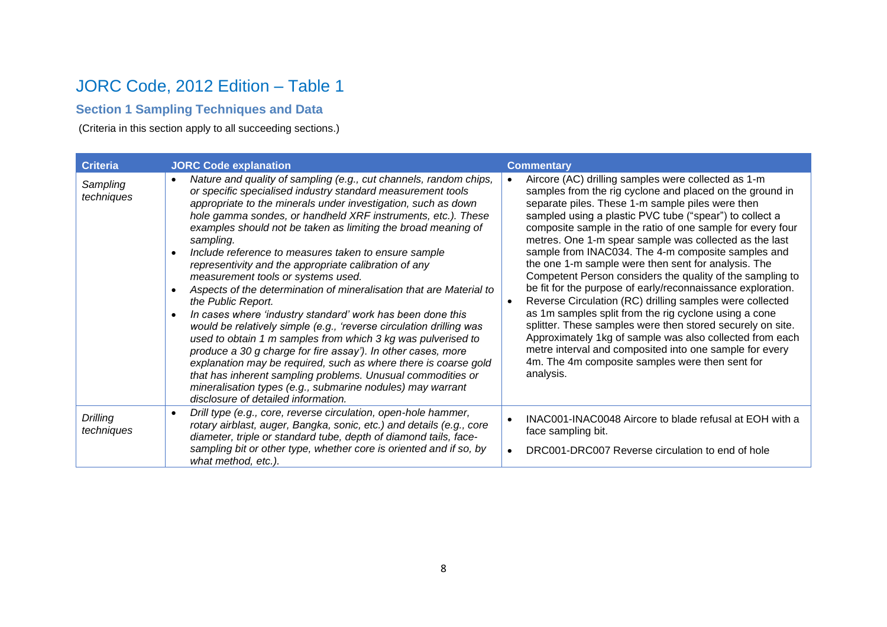# JORC Code, 2012 Edition – Table 1

## Section 1 Sampling Techniques and Data

(Criteria in this section apply to all succeeding sections.)

| Criteria | JORC Code explanation | Commentary |
|---|---|---|
| *Sampling techniques* | • *Nature and quality of sampling (e.g., cut channels, random chips, or specific specialised industry standard measurement tools appropriate to the minerals under investigation, such as down hole gamma sondes, or handheld XRF instruments, etc.). These examples should not be taken as limiting the broad meaning of sampling.*<br>• *Include reference to measures taken to ensure sample representivity and the appropriate calibration of any measurement tools or systems used.*<br>• *Aspects of the determination of mineralisation that are Material to the Public Report.*<br>• *In cases where 'industry standard' work has been done this would be relatively simple (e.g., 'reverse circulation drilling was used to obtain 1 m samples from which 3 kg was pulverised to produce a 30 g charge for fire assay'). In other cases, more explanation may be required, such as where there is coarse gold that has inherent sampling problems. Unusual commodities or mineralisation types (e.g., submarine nodules) may warrant disclosure of detailed information.* | • Aircore (AC) drilling samples were collected as 1-m samples from the rig cyclone and placed on the ground in separate piles. These 1-m sample piles were then sampled using a plastic PVC tube ("spear") to collect a composite sample in the ratio of one sample for every four metres. One 1-m spear sample was collected as the last sample from INAC034. The 4-m composite samples and the one 1-m sample were then sent for analysis. The Competent Person considers the quality of the sampling to be fit for the purpose of early/reconnaissance exploration.<br>• Reverse Circulation (RC) drilling samples were collected as 1m samples split from the rig cyclone using a cone splitter. These samples were then stored securely on site. Approximately 1kg of sample was also collected from each metre interval and composited into one sample for every 4m. The 4m composite samples were then sent for analysis. |
| *Drilling techniques* | • *Drill type (e.g., core, reverse circulation, open-hole hammer, rotary airblast, auger, Bangka, sonic, etc.) and details (e.g., core diameter, triple or standard tube, depth of diamond tails, face-sampling bit or other type, whether core is oriented and if so, by what method, etc.).* | • INAC001-INAC0048 Aircore to blade refusal at EOH with a face sampling bit.<br>• DRC001-DRC007 Reverse circulation to end of hole |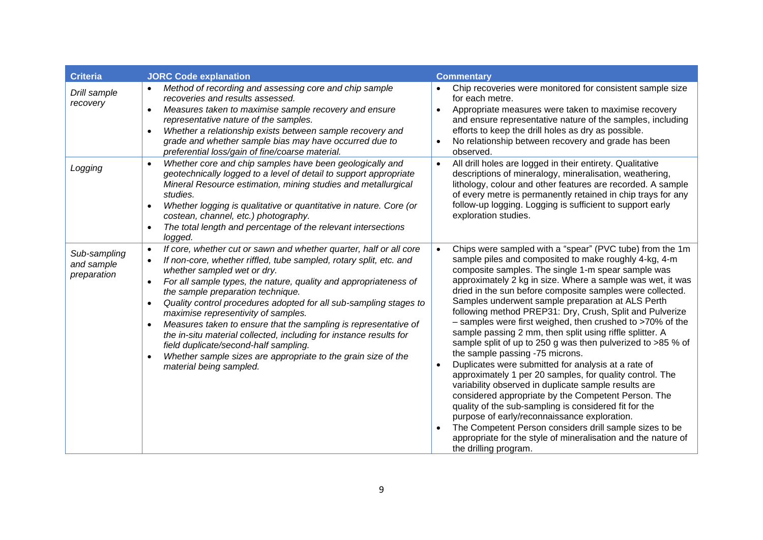| Criteria | JORC Code explanation | Commentary |
|---|---|---|
| *Drill sample recovery* | • *Method of recording and assessing core and chip sample recoveries and results assessed.*<br>• *Measures taken to maximise sample recovery and ensure representative nature of the samples.*<br>• *Whether a relationship exists between sample recovery and grade and whether sample bias may have occurred due to preferential loss/gain of fine/coarse material.* | • Chip recoveries were monitored for consistent sample size for each metre.<br>• Appropriate measures were taken to maximise recovery and ensure representative nature of the samples, including efforts to keep the drill holes as dry as possible.<br>• No relationship between recovery and grade has been observed. |
| *Logging* | • *Whether core and chip samples have been geologically and geotechnically logged to a level of detail to support appropriate Mineral Resource estimation, mining studies and metallurgical studies.*<br>• *Whether logging is qualitative or quantitative in nature. Core (or costean, channel, etc.) photography.*<br>• *The total length and percentage of the relevant intersections logged.* | • All drill holes are logged in their entirety. Qualitative descriptions of mineralogy, mineralisation, weathering, lithology, colour and other features are recorded. A sample of every metre is permanently retained in chip trays for any follow-up logging. Logging is sufficient to support early exploration studies. |
| *Sub-sampling and sample preparation* | • *If core, whether cut or sawn and whether quarter, half or all core*<br>• *If non-core, whether riffled, tube sampled, rotary split, etc. and whether sampled wet or dry.*<br>• *For all sample types, the nature, quality and appropriateness of the sample preparation technique.*<br>• *Quality control procedures adopted for all sub-sampling stages to maximise representivity of samples.*<br>• *Measures taken to ensure that the sampling is representative of the in-situ material collected, including for instance results for field duplicate/second-half sampling.*<br>• *Whether sample sizes are appropriate to the grain size of the material being sampled.* | • Chips were sampled with a "spear" (PVC tube) from the 1m sample piles and composited to make roughly 4-kg, 4-m composite samples. The single 1-m spear sample was approximately 2 kg in size. Where a sample was wet, it was dried in the sun before composite samples were collected. Samples underwent sample preparation at ALS Perth following method PREP31: Dry, Crush, Split and Pulverize – samples were first weighed, then crushed to >70% of the sample passing 2 mm, then split using riffle splitter. A sample split of up to 250 g was then pulverized to >85 % of the sample passing -75 microns.<br>• Duplicates were submitted for analysis at a rate of approximately 1 per 20 samples, for quality control. The variability observed in duplicate sample results are considered appropriate by the Competent Person. The quality of the sub-sampling is considered fit for the purpose of early/reconnaissance exploration.<br>• The Competent Person considers drill sample sizes to be appropriate for the style of mineralisation and the nature of the drilling program. |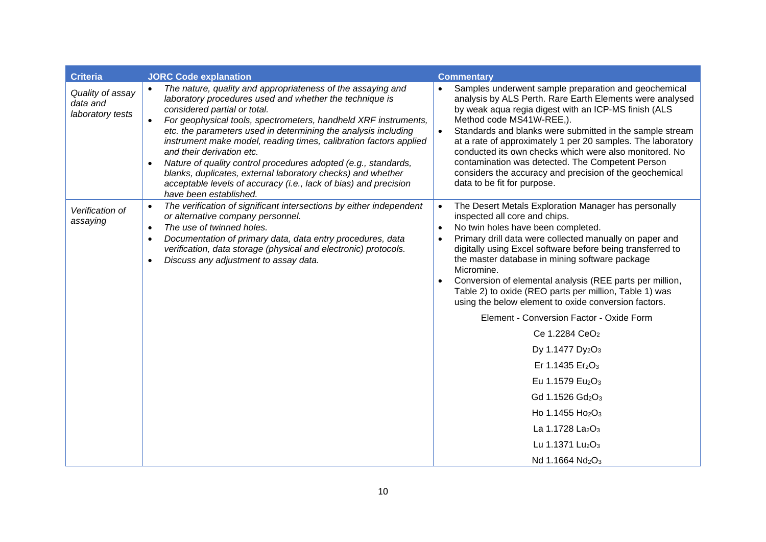| Criteria | JORC Code explanation | Commentary |
|---|---|---|
| *Quality of assay data and laboratory tests* | • *The nature, quality and appropriateness of the assaying and laboratory procedures used and whether the technique is considered partial or total.*<br>• *For geophysical tools, spectrometers, handheld XRF instruments, etc. the parameters used in determining the analysis including instrument make model, reading times, calibration factors applied and their derivation etc.*<br>• *Nature of quality control procedures adopted (e.g., standards, blanks, duplicates, external laboratory checks) and whether acceptable levels of accuracy (i.e., lack of bias) and precision have been established.* | • Samples underwent sample preparation and geochemical analysis by ALS Perth. Rare Earth Elements were analysed by weak aqua regia digest with an ICP-MS finish (ALS Method code MS41W-REE,).<br>• Standards and blanks were submitted in the sample stream at a rate of approximately 1 per 20 samples. The laboratory conducted its own checks which were also monitored. No contamination was detected. The Competent Person considers the accuracy and precision of the geochemical data to be fit for purpose. |
| *Verification of assaying* | • *The verification of significant intersections by either independent or alternative company personnel.*<br>• *The use of twinned holes.*<br>• *Documentation of primary data, data entry procedures, data verification, data storage (physical and electronic) protocols.*<br>• *Discuss any adjustment to assay data.* | • The Desert Metals Exploration Manager has personally inspected all core and chips.<br>• No twin holes have been completed.<br>• Primary drill data were collected manually on paper and digitally using Excel software before being transferred to the master database in mining software package Micromine.<br>• Conversion of elemental analysis (REE parts per million, Table 2) to oxide (REO parts per million, Table 1) was using the below element to oxide conversion factors.<br><br>Element - Conversion Factor - Oxide Form<br><br>Ce 1.2284 $CeO_2$<br><br>Dy 1.1477 $Dy_2O_3$<br><br>Er 1.1435 $Er_2O_3$<br><br>Eu 1.1579 $Eu_2O_3$<br><br>Gd 1.1526 $Gd_2O_3$<br><br>Ho 1.1455 $Ho_2O_3$<br><br>La 1.1728 $La_2O_3$<br><br>Lu 1.1371 $Lu_2O_3$<br><br>Nd 1.1664 $Nd_2O_3$ |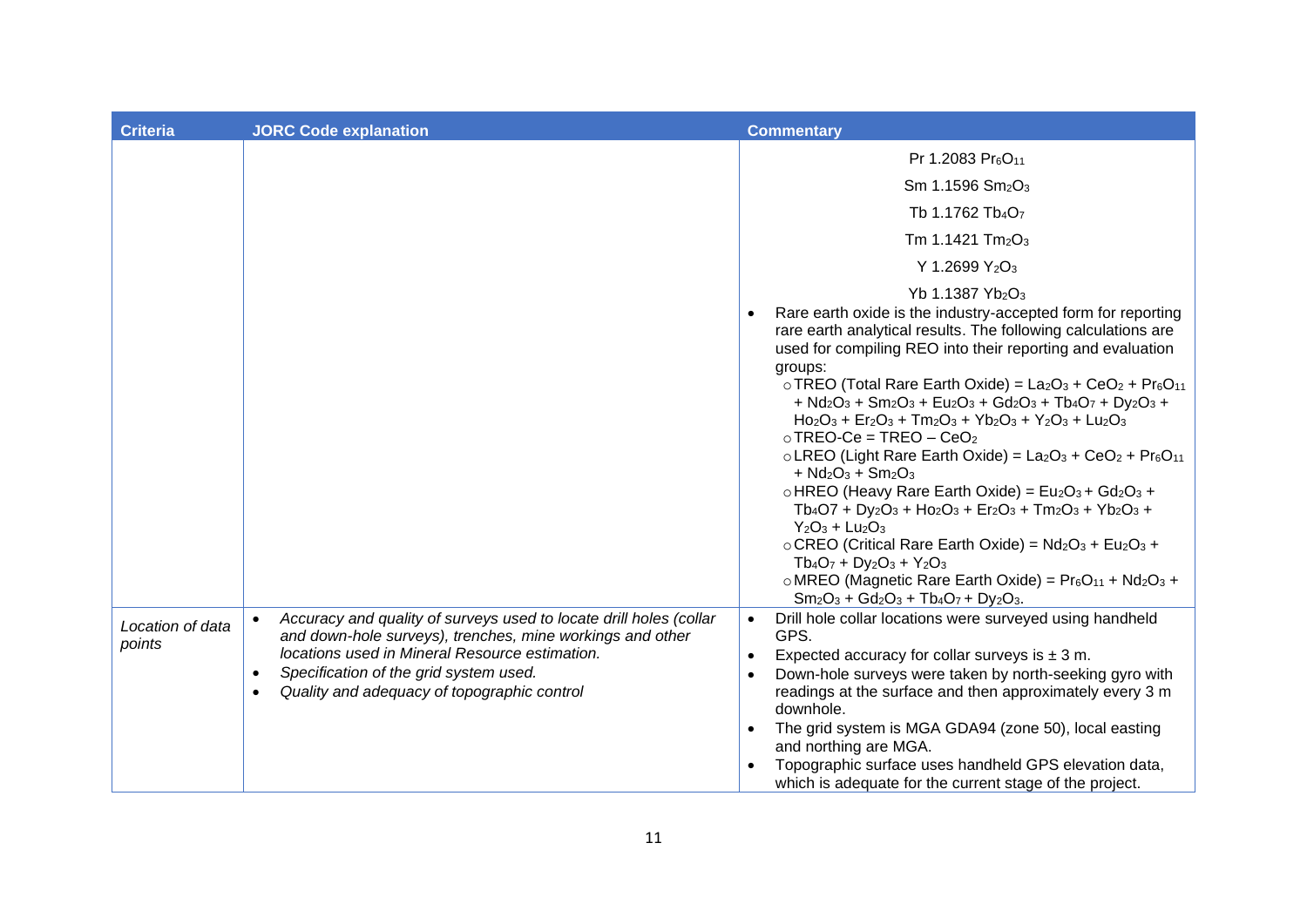| Criteria | JORC Code explanation | Commentary |
|---|---|---|
| | | Pr 1.2083 $Pr_6O_{11}$<br>Sm 1.1596 $Sm_2O_3$<br>Tb 1.1762 $Tb_4O_7$<br>Tm 1.1421 $Tm_2O_3$<br>Y 1.2699 $Y_2O_3$<br>Yb 1.1387 $Yb_2O_3$<br>• Rare earth oxide is the industry-accepted form for reporting rare earth analytical results. The following calculations are used for compiling REO into their reporting and evaluation groups:<br>○ TREO (Total Rare Earth Oxide) = $La_2O_3$ + $CeO_2$ + $Pr_6O_{11}$ + $Nd_2O_3$ + $Sm_2O_3$ + $Eu_2O_3$ + $Gd_2O_3$ + $Tb_4O_7$ + $Dy_2O_3$ + $Ho_2O_3$ + $Er_2O_3$ + $Tm_2O_3$ + $Yb_2O_3$ + $Y_2O_3$ + $Lu_2O_3$<br>○ TREO-Ce = TREO – $CeO_2$<br>○ LREO (Light Rare Earth Oxide) = $La_2O_3$ + $CeO_2$ + $Pr_6O_{11}$ + $Nd_2O_3$ + $Sm_2O_3$<br>○ HREO (Heavy Rare Earth Oxide) = $Eu_2O_3$ + $Gd_2O_3$ + $Tb_4O7$ + $Dy_2O_3$ + $Ho_2O_3$ + $Er_2O_3$ + $Tm_2O_3$ + $Yb_2O_3$ + $Y_2O_3$ + $Lu_2O_3$<br>○ CREO (Critical Rare Earth Oxide) = $Nd_2O_3$ + $Eu_2O_3$ + $Tb_4O_7$ + $Dy_2O_3$ + $Y_2O_3$<br>○ MREO (Magnetic Rare Earth Oxide) = $Pr_6O_{11}$ + $Nd_2O_3$ + $Sm_2O_3$ + $Gd_2O_3$ + $Tb_4O_7$ + $Dy_2O_3$. |
| *Location of data points* | • *Accuracy and quality of surveys used to locate drill holes (collar and down-hole surveys), trenches, mine workings and other locations used in Mineral Resource estimation.*<br>• *Specification of the grid system used.*<br>• *Quality and adequacy of topographic control* | • Drill hole collar locations were surveyed using handheld GPS.<br>• Expected accuracy for collar surveys is ± 3 m.<br>• Down-hole surveys were taken by north-seeking gyro with readings at the surface and then approximately every 3 m downhole.<br>• The grid system is MGA GDA94 (zone 50), local easting and northing are MGA.<br>• Topographic surface uses handheld GPS elevation data, which is adequate for the current stage of the project. |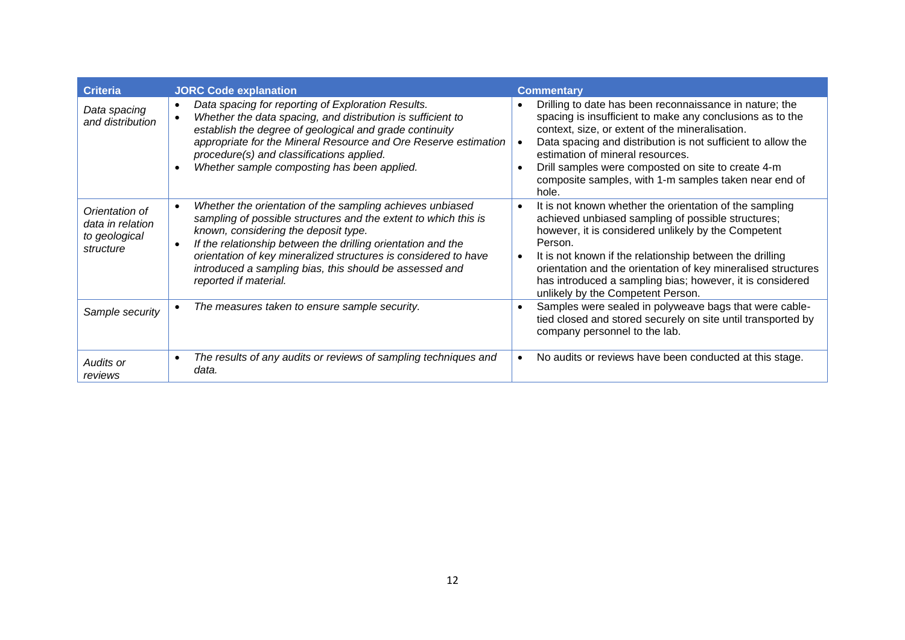| Criteria | JORC Code explanation | Commentary |
|---|---|---|
| *Data spacing and distribution* | • *Data spacing for reporting of Exploration Results.*<br>• *Whether the data spacing, and distribution is sufficient to establish the degree of geological and grade continuity appropriate for the Mineral Resource and Ore Reserve estimation procedure(s) and classifications applied.*<br>• *Whether sample composting has been applied.* | • Drilling to date has been reconnaissance in nature; the spacing is insufficient to make any conclusions as to the context, size, or extent of the mineralisation.<br>• Data spacing and distribution is not sufficient to allow the estimation of mineral resources.<br>• Drill samples were composted on site to create 4-m composite samples, with 1-m samples taken near end of hole. |
| *Orientation of data in relation to geological structure* | • *Whether the orientation of the sampling achieves unbiased sampling of possible structures and the extent to which this is known, considering the deposit type.*<br>• *If the relationship between the drilling orientation and the orientation of key mineralized structures is considered to have introduced a sampling bias, this should be assessed and reported if material.* | • It is not known whether the orientation of the sampling achieved unbiased sampling of possible structures; however, it is considered unlikely by the Competent Person.<br>• It is not known if the relationship between the drilling orientation and the orientation of key mineralised structures has introduced a sampling bias; however, it is considered unlikely by the Competent Person. |
| *Sample security* | • *The measures taken to ensure sample security.* | • Samples were sealed in polyweave bags that were cable-tied closed and stored securely on site until transported by company personnel to the lab. |
| *Audits or reviews* | • *The results of any audits or reviews of sampling techniques and data.* | • No audits or reviews have been conducted at this stage. |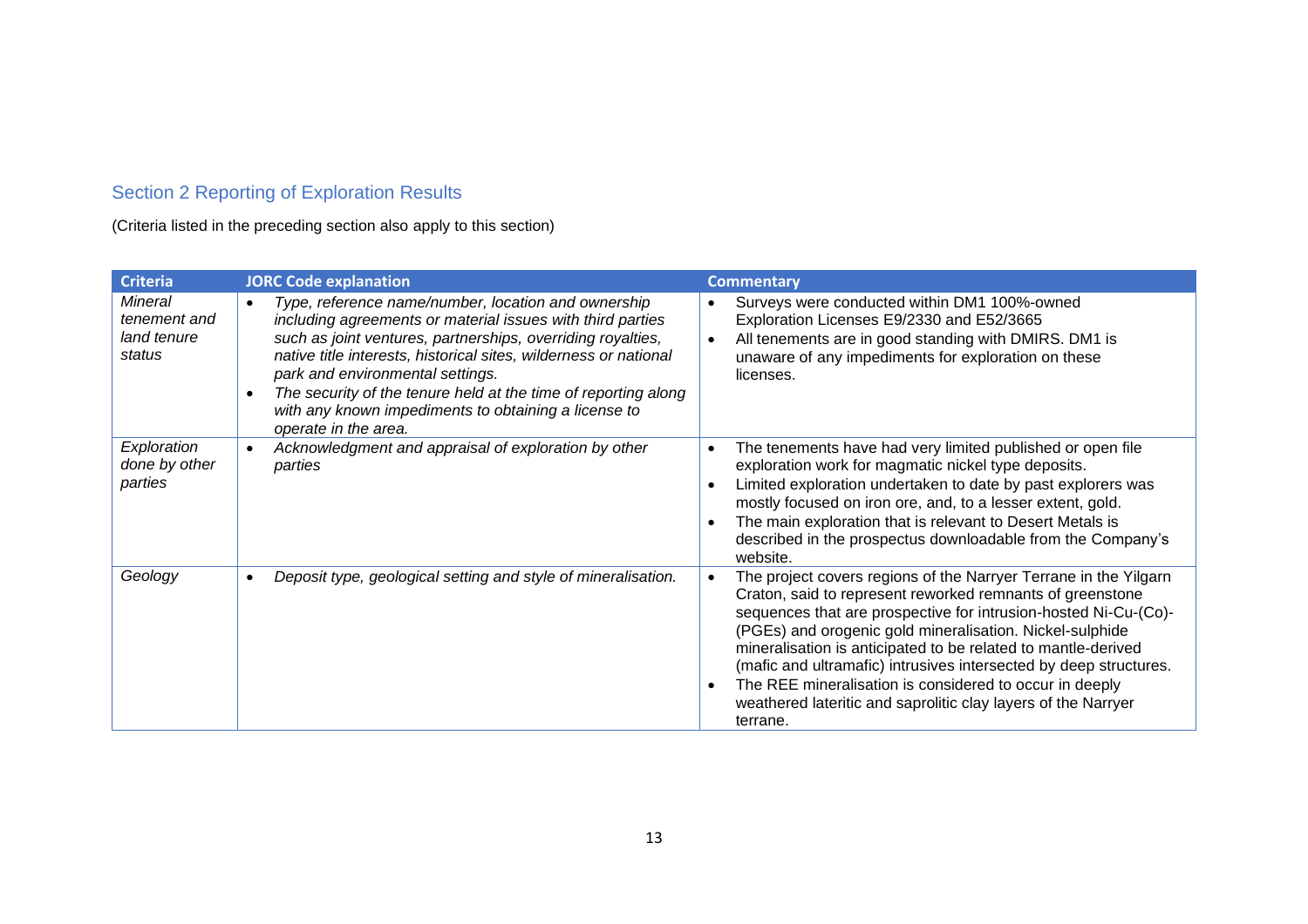## Section 2 Reporting of Exploration Results

(Criteria listed in the preceding section also apply to this section)

| Criteria | JORC Code explanation | Commentary |
|---|---|---|
| *Mineral tenement and land tenure status* | • *Type, reference name/number, location and ownership including agreements or material issues with third parties such as joint ventures, partnerships, overriding royalties, native title interests, historical sites, wilderness or national park and environmental settings.*<br>• *The security of the tenure held at the time of reporting along with any known impediments to obtaining a license to operate in the area.* | • Surveys were conducted within DM1 100%-owned Exploration Licenses E9/2330 and E52/3665<br>• All tenements are in good standing with DMIRS. DM1 is unaware of any impediments for exploration on these licenses. |
| *Exploration done by other parties* | • *Acknowledgment and appraisal of exploration by other parties* | • The tenements have had very limited published or open file exploration work for magmatic nickel type deposits.<br>• Limited exploration undertaken to date by past explorers was mostly focused on iron ore, and, to a lesser extent, gold.<br>• The main exploration that is relevant to Desert Metals is described in the prospectus downloadable from the Company's website. |
| *Geology* | • *Deposit type, geological setting and style of mineralisation.* | • The project covers regions of the Narryer Terrane in the Yilgarn Craton, said to represent reworked remnants of greenstone sequences that are prospective for intrusion-hosted Ni-Cu-(Co)-(PGEs) and orogenic gold mineralisation. Nickel-sulphide mineralisation is anticipated to be related to mantle-derived (mafic and ultramafic) intrusives intersected by deep structures.<br>• The REE mineralisation is considered to occur in deeply weathered lateritic and saprolitic clay layers of the Narryer terrane. |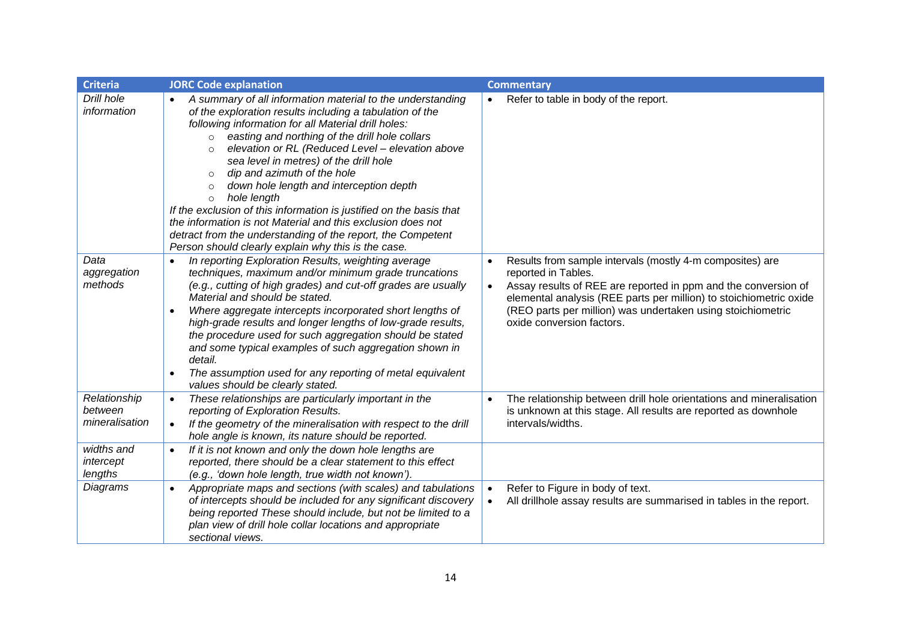| Criteria | JORC Code explanation | Commentary |
|---|---|---|
| *Drill hole information* | • *A summary of all information material to the understanding of the exploration results including a tabulation of the following information for all Material drill holes:*<br>○ *easting and northing of the drill hole collars*<br>○ *elevation or RL (Reduced Level – elevation above sea level in metres) of the drill hole*<br>○ *dip and azimuth of the hole*<br>○ *down hole length and interception depth*<br>○ *hole length*<br>*If the exclusion of this information is justified on the basis that the information is not Material and this exclusion does not detract from the understanding of the report, the Competent Person should clearly explain why this is the case.* | • Refer to table in body of the report. |
| *Data aggregation methods* | • *In reporting Exploration Results, weighting average techniques, maximum and/or minimum grade truncations (e.g., cutting of high grades) and cut-off grades are usually Material and should be stated.*<br>• *Where aggregate intercepts incorporated short lengths of high-grade results and longer lengths of low-grade results, the procedure used for such aggregation should be stated and some typical examples of such aggregation shown in detail.*<br>• *The assumption used for any reporting of metal equivalent values should be clearly stated.* | • Results from sample intervals (mostly 4-m composites) are reported in Tables.<br>• Assay results of REE are reported in ppm and the conversion of elemental analysis (REE parts per million) to stoichiometric oxide (REO parts per million) was undertaken using stoichiometric oxide conversion factors. |
| *Relationship between mineralisation* | • *These relationships are particularly important in the reporting of Exploration Results.*<br>• *If the geometry of the mineralisation with respect to the drill hole angle is known, its nature should be reported.* | • The relationship between drill hole orientations and mineralisation is unknown at this stage. All results are reported as downhole intervals/widths. |
| *widths and intercept lengths* | • *If it is not known and only the down hole lengths are reported, there should be a clear statement to this effect (e.g., 'down hole length, true width not known').* | |
| *Diagrams* | • *Appropriate maps and sections (with scales) and tabulations of intercepts should be included for any significant discovery being reported These should include, but not be limited to a plan view of drill hole collar locations and appropriate sectional views.* | • Refer to Figure in body of text.<br>• All drillhole assay results are summarised in tables in the report. |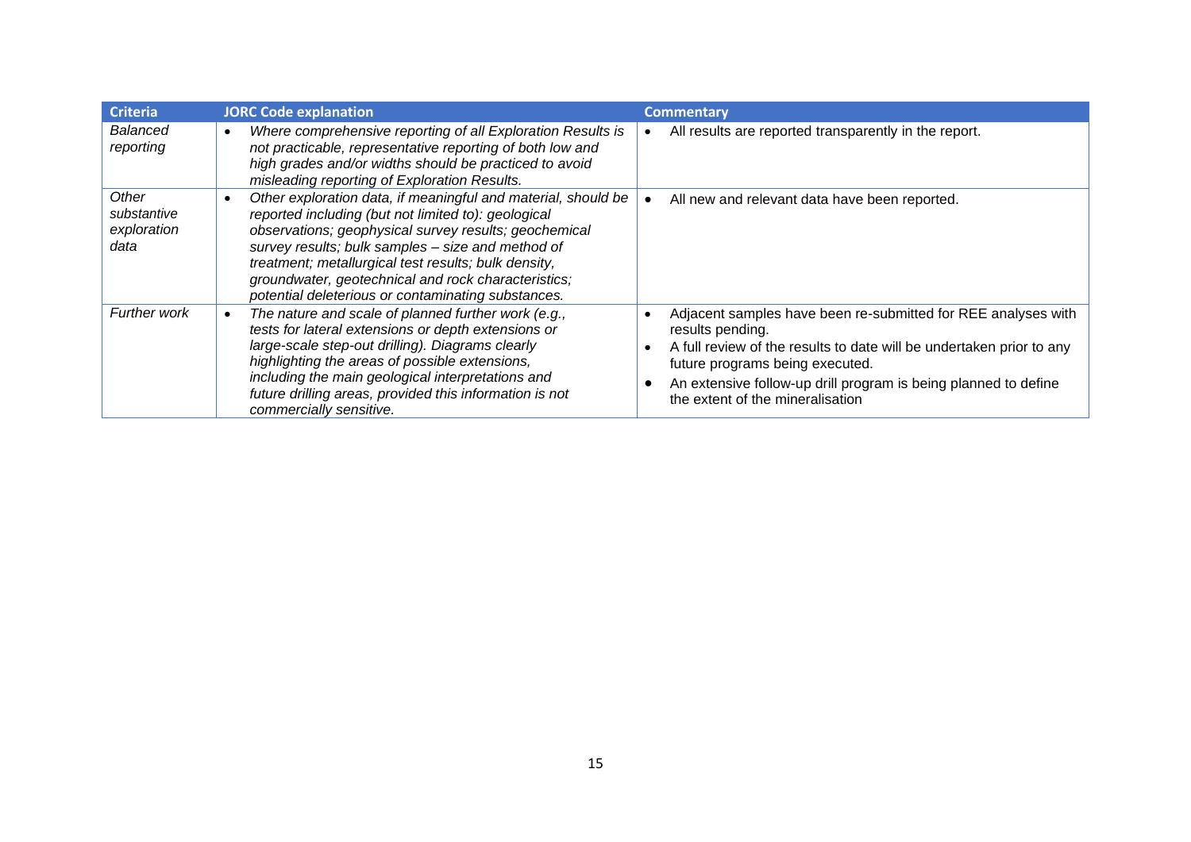| Criteria | JORC Code explanation | Commentary |
|---|---|---|
| *Balanced reporting* | • *Where comprehensive reporting of all Exploration Results is not practicable, representative reporting of both low and high grades and/or widths should be practiced to avoid misleading reporting of Exploration Results.* | • All results are reported transparently in the report. |
| *Other substantive exploration data* | • *Other exploration data, if meaningful and material, should be reported including (but not limited to): geological observations; geophysical survey results; geochemical survey results; bulk samples – size and method of treatment; metallurgical test results; bulk density, groundwater, geotechnical and rock characteristics; potential deleterious or contaminating substances.* | • All new and relevant data have been reported. |
| *Further work* | • *The nature and scale of planned further work (e.g., tests for lateral extensions or depth extensions or large-scale step-out drilling). Diagrams clearly highlighting the areas of possible extensions, including the main geological interpretations and future drilling areas, provided this information is not commercially sensitive.* | • Adjacent samples have been re-submitted for REE analyses with results pending.<br>• A full review of the results to date will be undertaken prior to any future programs being executed.<br>• An extensive follow-up drill program is being planned to define the extent of the mineralisation |